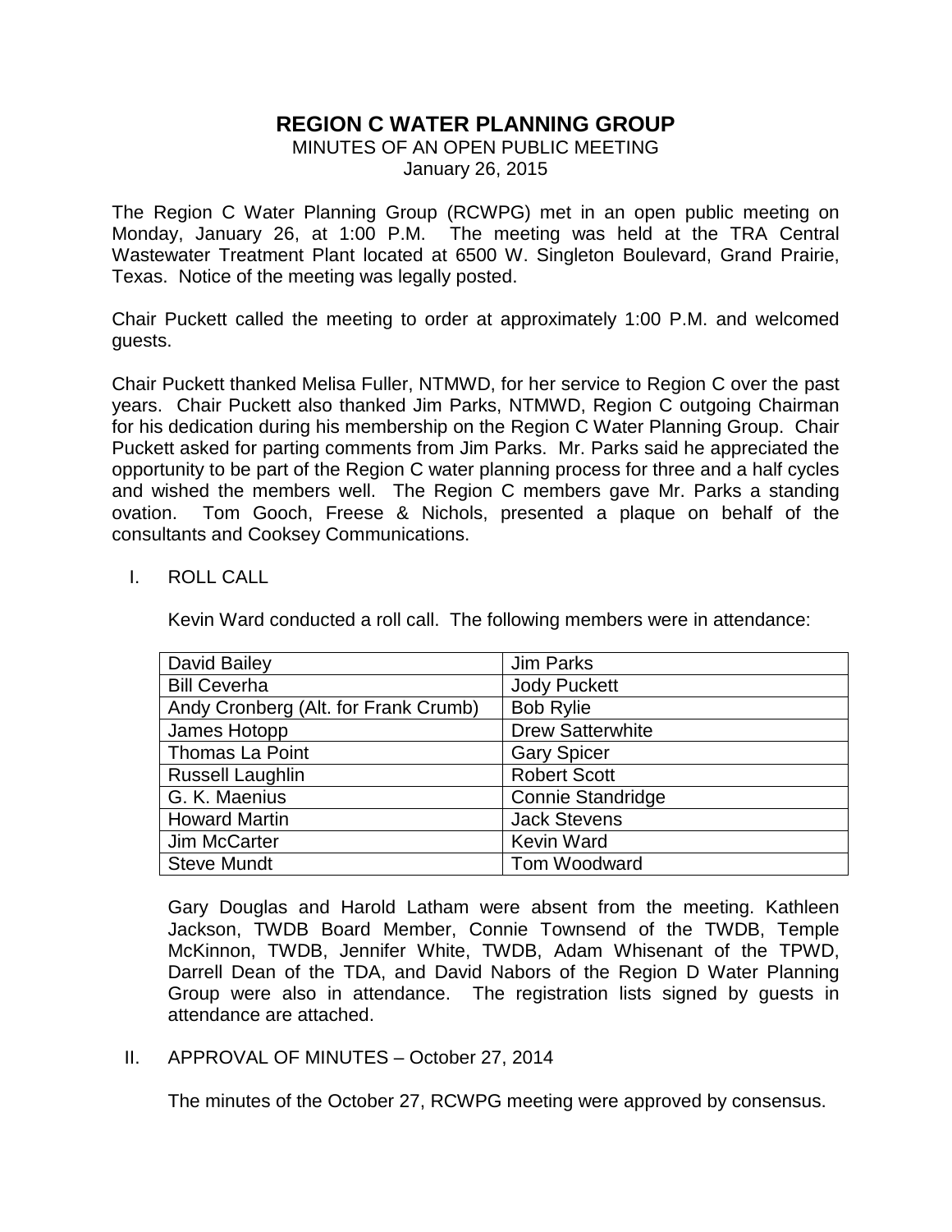# REGION C WATER PLANNING GROUP

MINUTES OF AN OPEN PUBLIC MEETING
January 26, 2015

The Region C Water Planning Group (RCWPG) met in an open public meeting on Monday, January 26, at 1:00 P.M. The meeting was held at the TRA Central Wastewater Treatment Plant located at 6500 W. Singleton Boulevard, Grand Prairie, Texas. Notice of the meeting was legally posted.

Chair Puckett called the meeting to order at approximately 1:00 P.M. and welcomed guests.

Chair Puckett thanked Melisa Fuller, NTMWD, for her service to Region C over the past years. Chair Puckett also thanked Jim Parks, NTMWD, Region C outgoing Chairman for his dedication during his membership on the Region C Water Planning Group. Chair Puckett asked for parting comments from Jim Parks. Mr. Parks said he appreciated the opportunity to be part of the Region C water planning process for three and a half cycles and wished the members well. The Region C members gave Mr. Parks a standing ovation. Tom Gooch, Freese & Nichols, presented a plaque on behalf of the consultants and Cooksey Communications.

I. ROLL CALL

Kevin Ward conducted a roll call. The following members were in attendance:

| | |
|---|---|
| David Bailey | Jim Parks |
| Bill Ceverha | Jody Puckett |
| Andy Cronberg (Alt. for Frank Crumb) | Bob Rylie |
| James Hotopp | Drew Satterwhite |
| Thomas La Point | Gary Spicer |
| Russell Laughlin | Robert Scott |
| G. K. Maenius | Connie Standridge |
| Howard Martin | Jack Stevens |
| Jim McCarter | Kevin Ward |
| Steve Mundt | Tom Woodward |

Gary Douglas and Harold Latham were absent from the meeting. Kathleen Jackson, TWDB Board Member, Connie Townsend of the TWDB, Temple McKinnon, TWDB, Jennifer White, TWDB, Adam Whisenant of the TPWD, Darrell Dean of the TDA, and David Nabors of the Region D Water Planning Group were also in attendance. The registration lists signed by guests in attendance are attached.

II. APPROVAL OF MINUTES – October 27, 2014

The minutes of the October 27, RCWPG meeting were approved by consensus.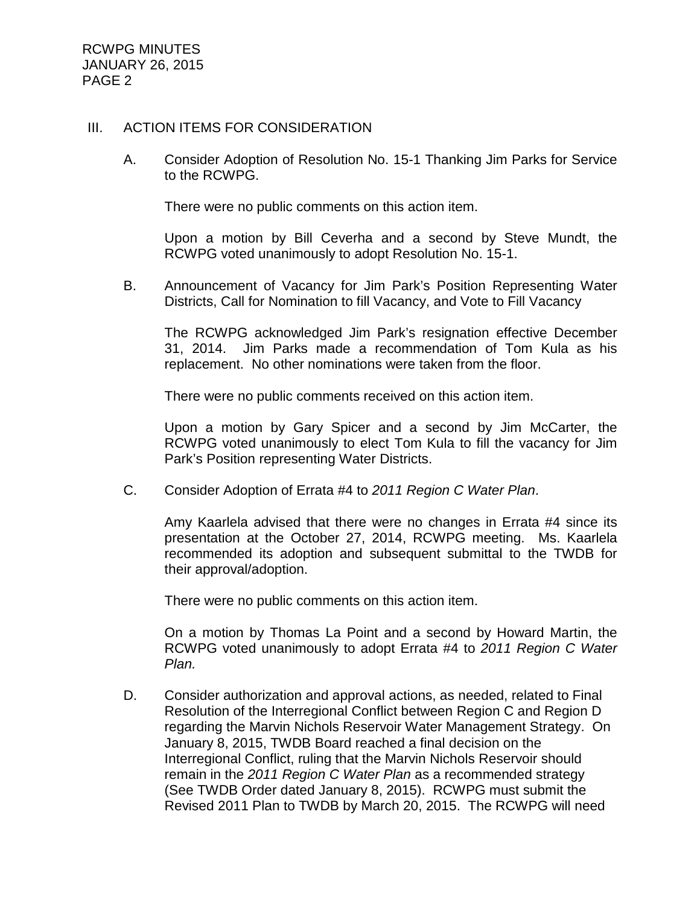## III. ACTION ITEMS FOR CONSIDERATION

A. Consider Adoption of Resolution No. 15-1 Thanking Jim Parks for Service to the RCWPG.

There were no public comments on this action item.

Upon a motion by Bill Ceverha and a second by Steve Mundt, the RCWPG voted unanimously to adopt Resolution No. 15-1.

B. Announcement of Vacancy for Jim Park's Position Representing Water Districts, Call for Nomination to fill Vacancy, and Vote to Fill Vacancy

The RCWPG acknowledged Jim Park's resignation effective December 31, 2014. Jim Parks made a recommendation of Tom Kula as his replacement. No other nominations were taken from the floor.

There were no public comments received on this action item.

Upon a motion by Gary Spicer and a second by Jim McCarter, the RCWPG voted unanimously to elect Tom Kula to fill the vacancy for Jim Park's Position representing Water Districts.

C. Consider Adoption of Errata #4 to *2011 Region C Water Plan*.

Amy Kaarlela advised that there were no changes in Errata #4 since its presentation at the October 27, 2014, RCWPG meeting. Ms. Kaarlela recommended its adoption and subsequent submittal to the TWDB for their approval/adoption.

There were no public comments on this action item.

On a motion by Thomas La Point and a second by Howard Martin, the RCWPG voted unanimously to adopt Errata #4 to *2011 Region C Water Plan.*

D. Consider authorization and approval actions, as needed, related to Final Resolution of the Interregional Conflict between Region C and Region D regarding the Marvin Nichols Reservoir Water Management Strategy. On January 8, 2015, TWDB Board reached a final decision on the Interregional Conflict, ruling that the Marvin Nichols Reservoir should remain in the *2011 Region C Water Plan* as a recommended strategy (See TWDB Order dated January 8, 2015). RCWPG must submit the Revised 2011 Plan to TWDB by March 20, 2015. The RCWPG will need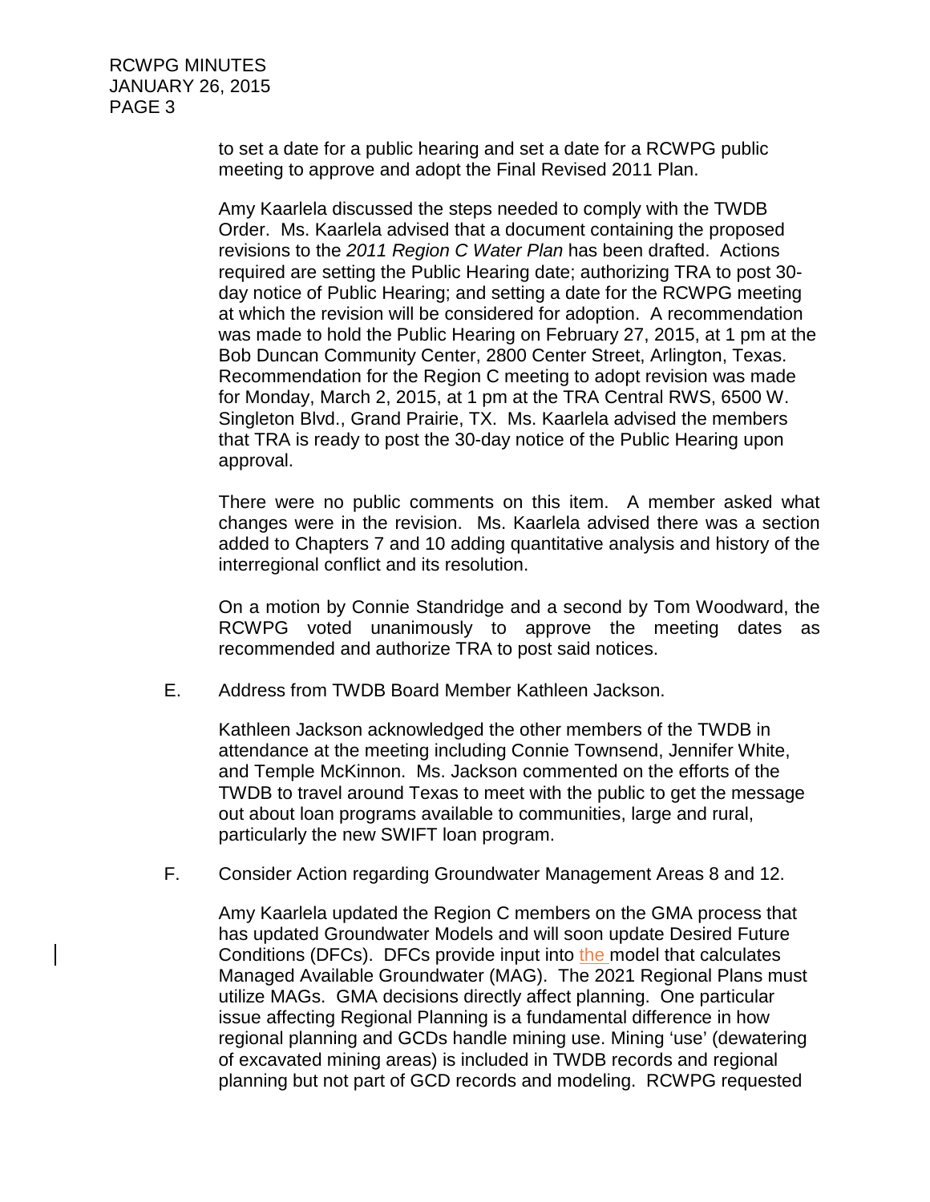to set a date for a public hearing and set a date for a RCWPG public meeting to approve and adopt the Final Revised 2011 Plan.

Amy Kaarlela discussed the steps needed to comply with the TWDB Order. Ms. Kaarlela advised that a document containing the proposed revisions to the *2011 Region C Water Plan* has been drafted. Actions required are setting the Public Hearing date; authorizing TRA to post 30-day notice of Public Hearing; and setting a date for the RCWPG meeting at which the revision will be considered for adoption. A recommendation was made to hold the Public Hearing on February 27, 2015, at 1 pm at the Bob Duncan Community Center, 2800 Center Street, Arlington, Texas. Recommendation for the Region C meeting to adopt revision was made for Monday, March 2, 2015, at 1 pm at the TRA Central RWS, 6500 W. Singleton Blvd., Grand Prairie, TX. Ms. Kaarlela advised the members that TRA is ready to post the 30-day notice of the Public Hearing upon approval.

There were no public comments on this item. A member asked what changes were in the revision. Ms. Kaarlela advised there was a section added to Chapters 7 and 10 adding quantitative analysis and history of the interregional conflict and its resolution.

On a motion by Connie Standridge and a second by Tom Woodward, the RCWPG voted unanimously to approve the meeting dates as recommended and authorize TRA to post said notices.

E. Address from TWDB Board Member Kathleen Jackson.

Kathleen Jackson acknowledged the other members of the TWDB in attendance at the meeting including Connie Townsend, Jennifer White, and Temple McKinnon. Ms. Jackson commented on the efforts of the TWDB to travel around Texas to meet with the public to get the message out about loan programs available to communities, large and rural, particularly the new SWIFT loan program.

F. Consider Action regarding Groundwater Management Areas 8 and 12.

Amy Kaarlela updated the Region C members on the GMA process that has updated Groundwater Models and will soon update Desired Future Conditions (DFCs). DFCs provide input into the model that calculates Managed Available Groundwater (MAG). The 2021 Regional Plans must utilize MAGs. GMA decisions directly affect planning. One particular issue affecting Regional Planning is a fundamental difference in how regional planning and GCDs handle mining use. Mining 'use' (dewatering of excavated mining areas) is included in TWDB records and regional planning but not part of GCD records and modeling. RCWPG requested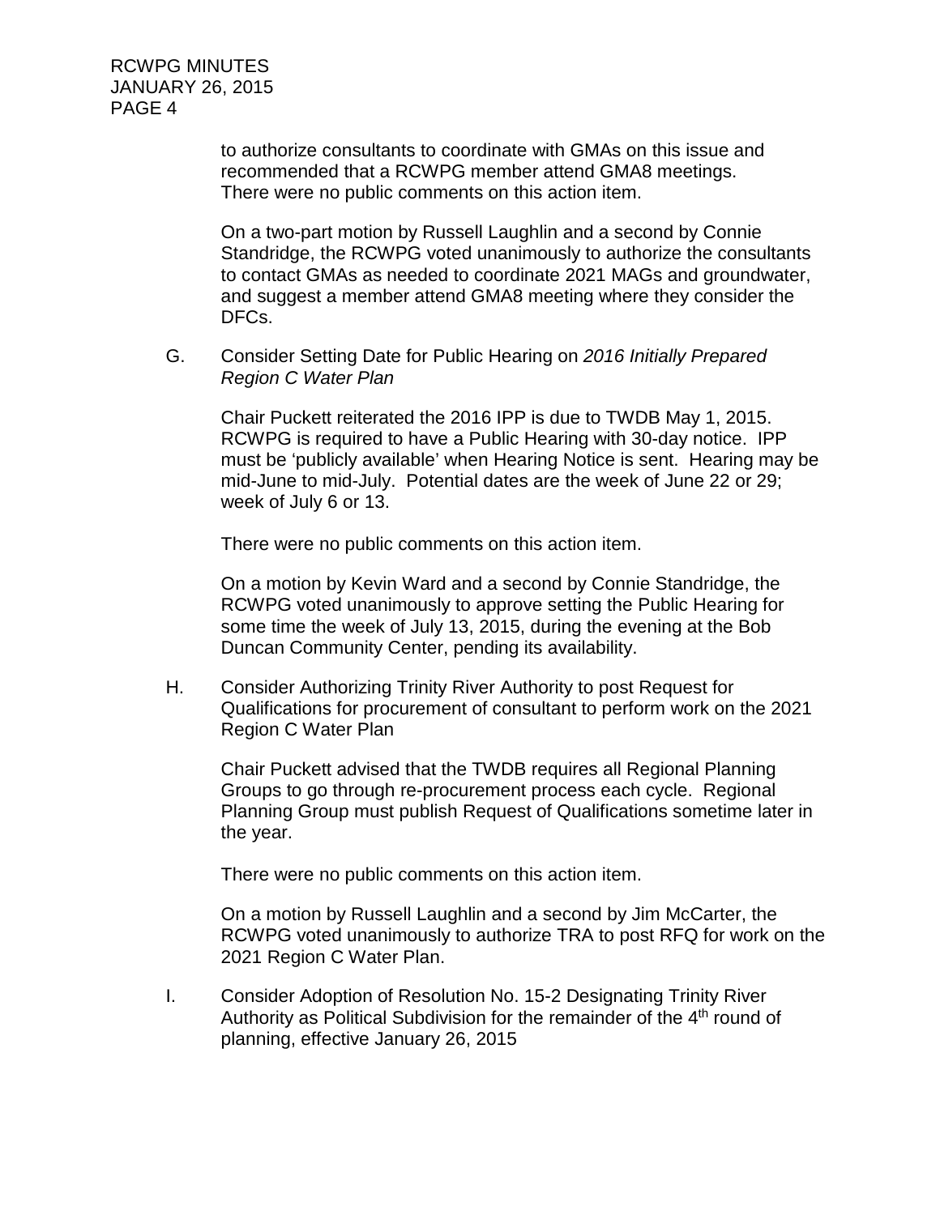to authorize consultants to coordinate with GMAs on this issue and recommended that a RCWPG member attend GMA8 meetings. There were no public comments on this action item.

On a two-part motion by Russell Laughlin and a second by Connie Standridge, the RCWPG voted unanimously to authorize the consultants to contact GMAs as needed to coordinate 2021 MAGs and groundwater, and suggest a member attend GMA8 meeting where they consider the DFCs.

G. Consider Setting Date for Public Hearing on *2016 Initially Prepared Region C Water Plan*

Chair Puckett reiterated the 2016 IPP is due to TWDB May 1, 2015. RCWPG is required to have a Public Hearing with 30-day notice. IPP must be 'publicly available' when Hearing Notice is sent. Hearing may be mid-June to mid-July. Potential dates are the week of June 22 or 29; week of July 6 or 13.

There were no public comments on this action item.

On a motion by Kevin Ward and a second by Connie Standridge, the RCWPG voted unanimously to approve setting the Public Hearing for some time the week of July 13, 2015, during the evening at the Bob Duncan Community Center, pending its availability.

H. Consider Authorizing Trinity River Authority to post Request for Qualifications for procurement of consultant to perform work on the 2021 Region C Water Plan

Chair Puckett advised that the TWDB requires all Regional Planning Groups to go through re-procurement process each cycle. Regional Planning Group must publish Request of Qualifications sometime later in the year.

There were no public comments on this action item.

On a motion by Russell Laughlin and a second by Jim McCarter, the RCWPG voted unanimously to authorize TRA to post RFQ for work on the 2021 Region C Water Plan.

I. Consider Adoption of Resolution No. 15-2 Designating Trinity River Authority as Political Subdivision for the remainder of the 4th round of planning, effective January 26, 2015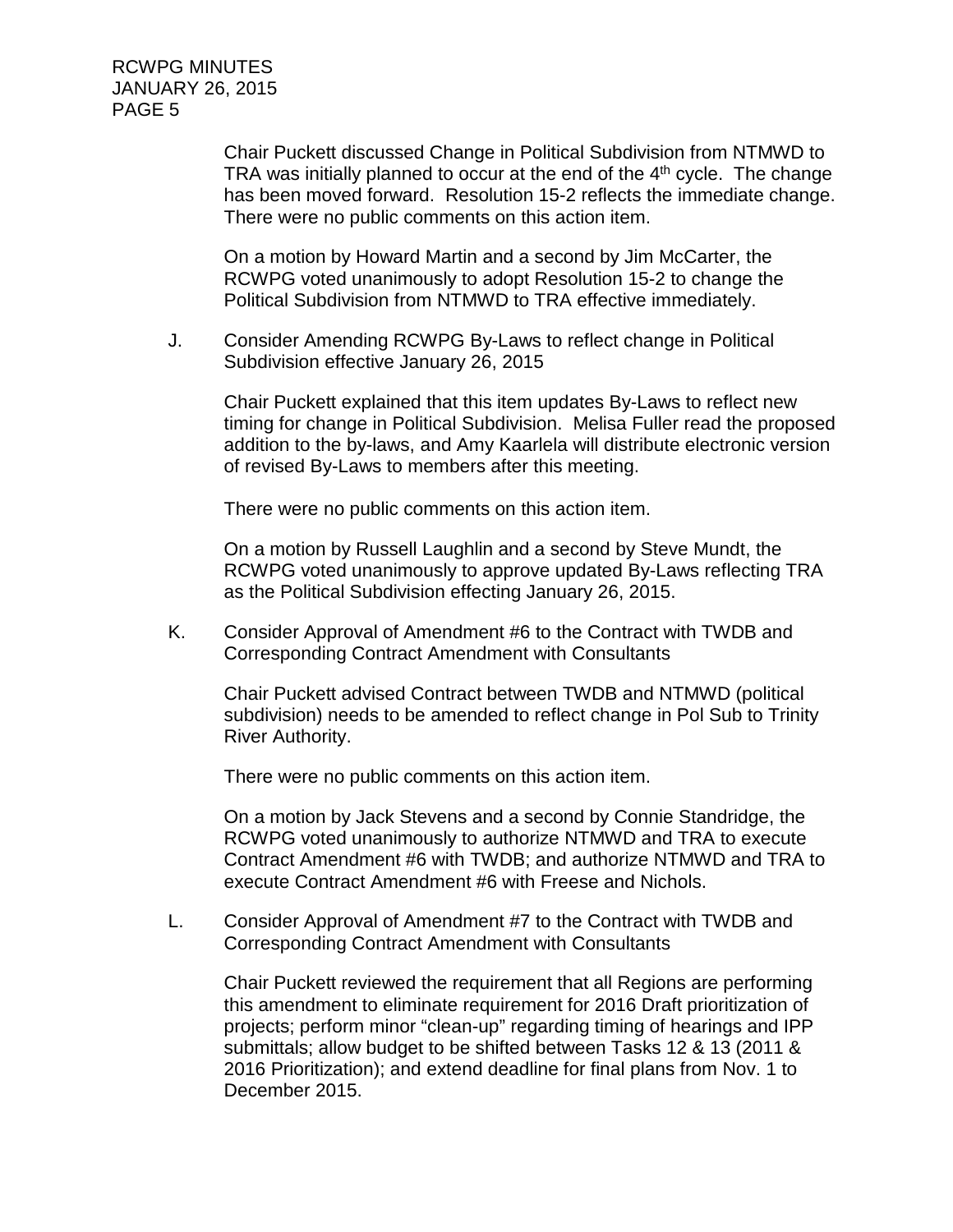Chair Puckett discussed Change in Political Subdivision from NTMWD to TRA was initially planned to occur at the end of the 4th cycle. The change has been moved forward. Resolution 15-2 reflects the immediate change. There were no public comments on this action item.

On a motion by Howard Martin and a second by Jim McCarter, the RCWPG voted unanimously to adopt Resolution 15-2 to change the Political Subdivision from NTMWD to TRA effective immediately.

J. Consider Amending RCWPG By-Laws to reflect change in Political Subdivision effective January 26, 2015

Chair Puckett explained that this item updates By-Laws to reflect new timing for change in Political Subdivision. Melisa Fuller read the proposed addition to the by-laws, and Amy Kaarlela will distribute electronic version of revised By-Laws to members after this meeting.

There were no public comments on this action item.

On a motion by Russell Laughlin and a second by Steve Mundt, the RCWPG voted unanimously to approve updated By-Laws reflecting TRA as the Political Subdivision effecting January 26, 2015.

K. Consider Approval of Amendment #6 to the Contract with TWDB and Corresponding Contract Amendment with Consultants

Chair Puckett advised Contract between TWDB and NTMWD (political subdivision) needs to be amended to reflect change in Pol Sub to Trinity River Authority.

There were no public comments on this action item.

On a motion by Jack Stevens and a second by Connie Standridge, the RCWPG voted unanimously to authorize NTMWD and TRA to execute Contract Amendment #6 with TWDB; and authorize NTMWD and TRA to execute Contract Amendment #6 with Freese and Nichols.

L. Consider Approval of Amendment #7 to the Contract with TWDB and Corresponding Contract Amendment with Consultants

Chair Puckett reviewed the requirement that all Regions are performing this amendment to eliminate requirement for 2016 Draft prioritization of projects; perform minor "clean-up" regarding timing of hearings and IPP submittals; allow budget to be shifted between Tasks 12 & 13 (2011 & 2016 Prioritization); and extend deadline for final plans from Nov. 1 to December 2015.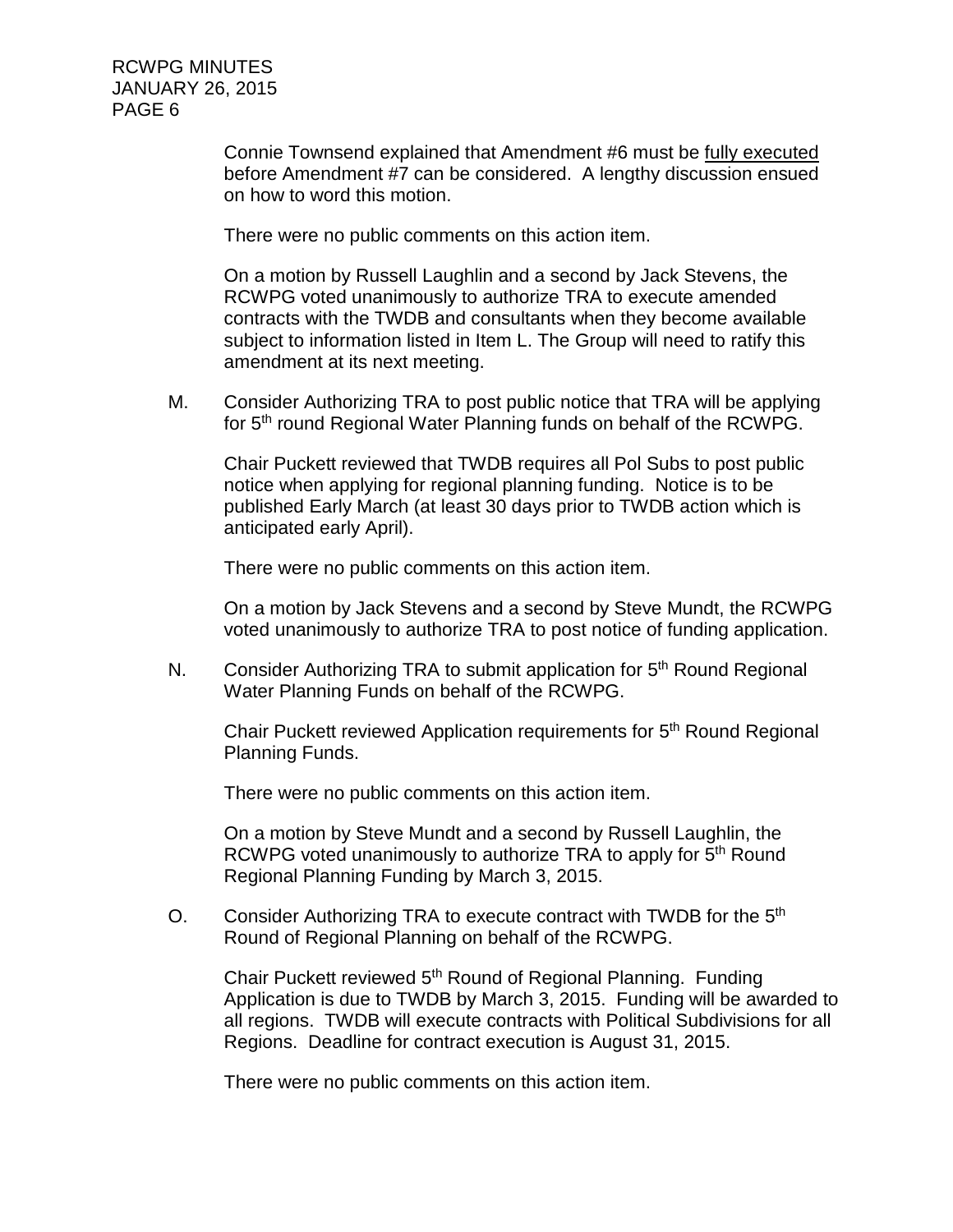Connie Townsend explained that Amendment #6 must be <u>fully executed</u> before Amendment #7 can be considered. A lengthy discussion ensued on how to word this motion.

There were no public comments on this action item.

On a motion by Russell Laughlin and a second by Jack Stevens, the RCWPG voted unanimously to authorize TRA to execute amended contracts with the TWDB and consultants when they become available subject to information listed in Item L. The Group will need to ratify this amendment at its next meeting.

M. Consider Authorizing TRA to post public notice that TRA will be applying for 5th round Regional Water Planning funds on behalf of the RCWPG.

Chair Puckett reviewed that TWDB requires all Pol Subs to post public notice when applying for regional planning funding. Notice is to be published Early March (at least 30 days prior to TWDB action which is anticipated early April).

There were no public comments on this action item.

On a motion by Jack Stevens and a second by Steve Mundt, the RCWPG voted unanimously to authorize TRA to post notice of funding application.

N. Consider Authorizing TRA to submit application for 5th Round Regional Water Planning Funds on behalf of the RCWPG.

Chair Puckett reviewed Application requirements for 5th Round Regional Planning Funds.

There were no public comments on this action item.

On a motion by Steve Mundt and a second by Russell Laughlin, the RCWPG voted unanimously to authorize TRA to apply for 5th Round Regional Planning Funding by March 3, 2015.

O. Consider Authorizing TRA to execute contract with TWDB for the 5th Round of Regional Planning on behalf of the RCWPG.

Chair Puckett reviewed 5th Round of Regional Planning. Funding Application is due to TWDB by March 3, 2015. Funding will be awarded to all regions. TWDB will execute contracts with Political Subdivisions for all Regions. Deadline for contract execution is August 31, 2015.

There were no public comments on this action item.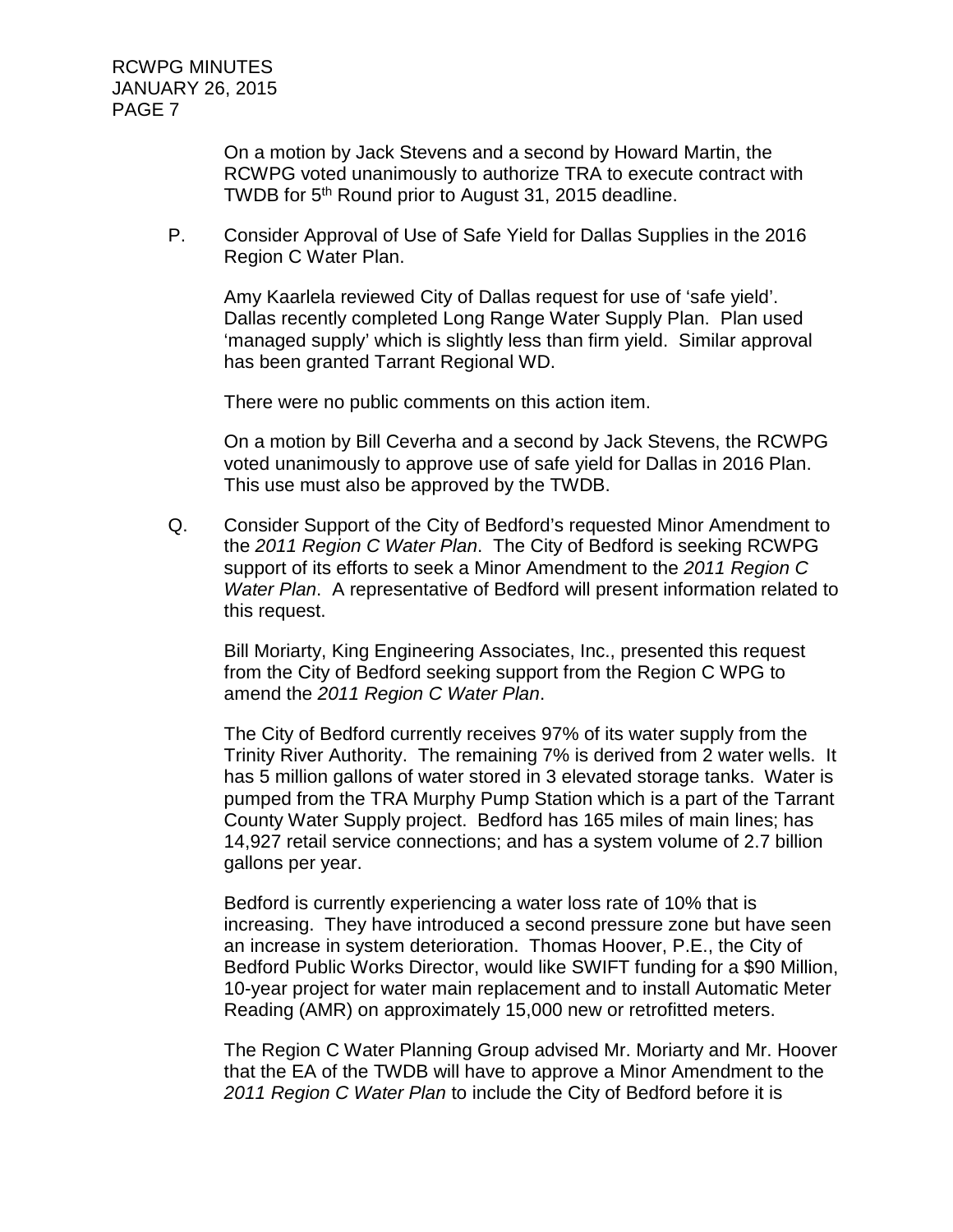On a motion by Jack Stevens and a second by Howard Martin, the RCWPG voted unanimously to authorize TRA to execute contract with TWDB for 5th Round prior to August 31, 2015 deadline.

P. Consider Approval of Use of Safe Yield for Dallas Supplies in the 2016 Region C Water Plan.

Amy Kaarlela reviewed City of Dallas request for use of 'safe yield'. Dallas recently completed Long Range Water Supply Plan. Plan used 'managed supply' which is slightly less than firm yield. Similar approval has been granted Tarrant Regional WD.

There were no public comments on this action item.

On a motion by Bill Ceverha and a second by Jack Stevens, the RCWPG voted unanimously to approve use of safe yield for Dallas in 2016 Plan. This use must also be approved by the TWDB.

Q. Consider Support of the City of Bedford's requested Minor Amendment to the *2011 Region C Water Plan*. The City of Bedford is seeking RCWPG support of its efforts to seek a Minor Amendment to the *2011 Region C Water Plan*. A representative of Bedford will present information related to this request.

Bill Moriarty, King Engineering Associates, Inc., presented this request from the City of Bedford seeking support from the Region C WPG to amend the *2011 Region C Water Plan*.

The City of Bedford currently receives 97% of its water supply from the Trinity River Authority. The remaining 7% is derived from 2 water wells. It has 5 million gallons of water stored in 3 elevated storage tanks. Water is pumped from the TRA Murphy Pump Station which is a part of the Tarrant County Water Supply project. Bedford has 165 miles of main lines; has 14,927 retail service connections; and has a system volume of 2.7 billion gallons per year.

Bedford is currently experiencing a water loss rate of 10% that is increasing. They have introduced a second pressure zone but have seen an increase in system deterioration. Thomas Hoover, P.E., the City of Bedford Public Works Director, would like SWIFT funding for a $90 Million, 10-year project for water main replacement and to install Automatic Meter Reading (AMR) on approximately 15,000 new or retrofitted meters.

The Region C Water Planning Group advised Mr. Moriarty and Mr. Hoover that the EA of the TWDB will have to approve a Minor Amendment to the *2011 Region C Water Plan* to include the City of Bedford before it is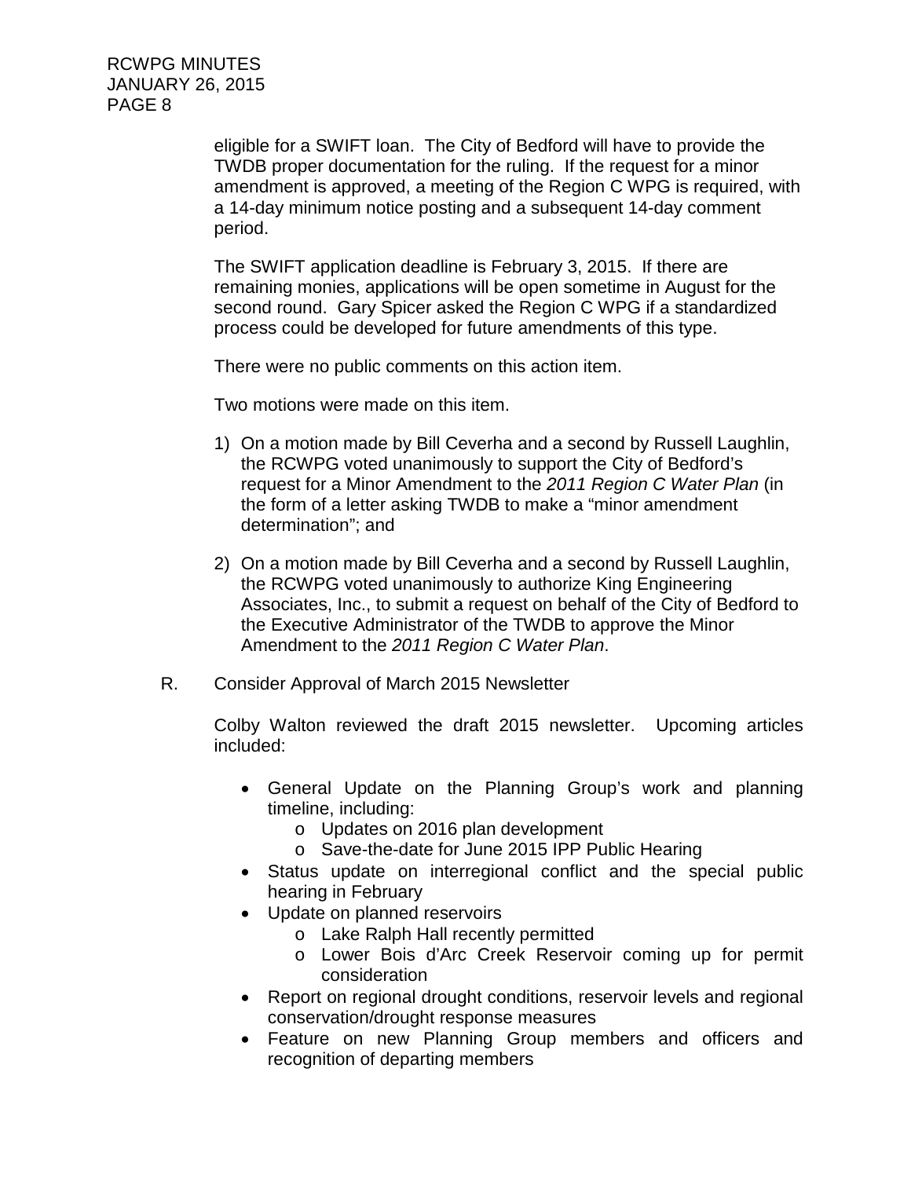eligible for a SWIFT loan. The City of Bedford will have to provide the TWDB proper documentation for the ruling. If the request for a minor amendment is approved, a meeting of the Region C WPG is required, with a 14-day minimum notice posting and a subsequent 14-day comment period.

The SWIFT application deadline is February 3, 2015. If there are remaining monies, applications will be open sometime in August for the second round. Gary Spicer asked the Region C WPG if a standardized process could be developed for future amendments of this type.

There were no public comments on this action item.

Two motions were made on this item.

1) On a motion made by Bill Ceverha and a second by Russell Laughlin, the RCWPG voted unanimously to support the City of Bedford's request for a Minor Amendment to the *2011 Region C Water Plan* (in the form of a letter asking TWDB to make a "minor amendment determination"; and

2) On a motion made by Bill Ceverha and a second by Russell Laughlin, the RCWPG voted unanimously to authorize King Engineering Associates, Inc., to submit a request on behalf of the City of Bedford to the Executive Administrator of the TWDB to approve the Minor Amendment to the *2011 Region C Water Plan*.

R. Consider Approval of March 2015 Newsletter

Colby Walton reviewed the draft 2015 newsletter. Upcoming articles included:

- General Update on the Planning Group's work and planning timeline, including:
  - Updates on 2016 plan development
  - Save-the-date for June 2015 IPP Public Hearing
- Status update on interregional conflict and the special public hearing in February
- Update on planned reservoirs
  - Lake Ralph Hall recently permitted
  - Lower Bois d'Arc Creek Reservoir coming up for permit consideration
- Report on regional drought conditions, reservoir levels and regional conservation/drought response measures
- Feature on new Planning Group members and officers and recognition of departing members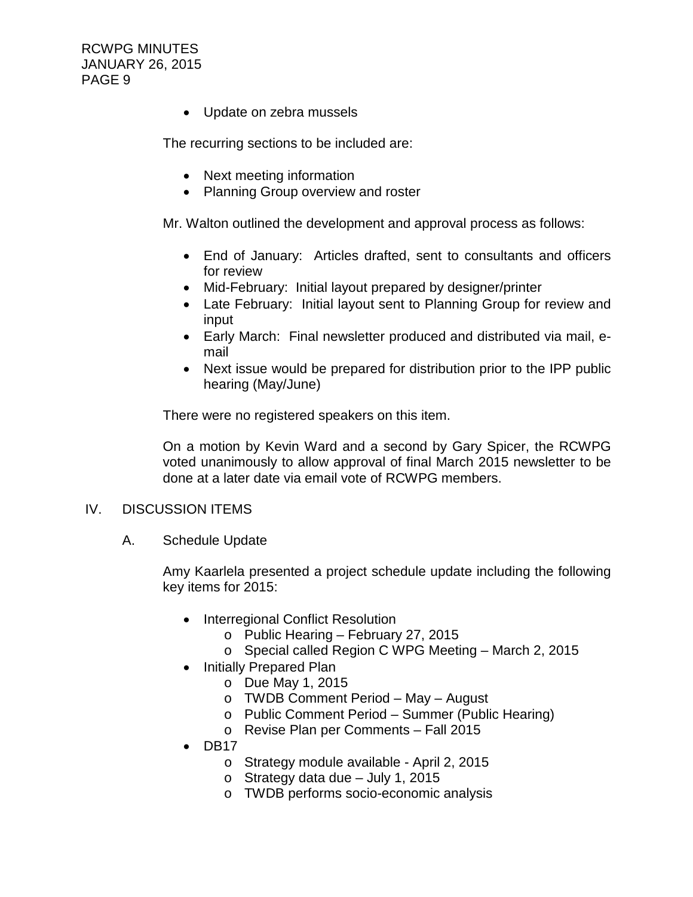- Update on zebra mussels

The recurring sections to be included are:

- Next meeting information
- Planning Group overview and roster

Mr. Walton outlined the development and approval process as follows:

- End of January: Articles drafted, sent to consultants and officers for review
- Mid-February: Initial layout prepared by designer/printer
- Late February: Initial layout sent to Planning Group for review and input
- Early March: Final newsletter produced and distributed via mail, e-mail
- Next issue would be prepared for distribution prior to the IPP public hearing (May/June)

There were no registered speakers on this item.

On a motion by Kevin Ward and a second by Gary Spicer, the RCWPG voted unanimously to allow approval of final March 2015 newsletter to be done at a later date via email vote of RCWPG members.

## IV. DISCUSSION ITEMS

### A. Schedule Update

Amy Kaarlela presented a project schedule update including the following key items for 2015:

- Interregional Conflict Resolution
  - Public Hearing – February 27, 2015
  - Special called Region C WPG Meeting – March 2, 2015
- Initially Prepared Plan
  - Due May 1, 2015
  - TWDB Comment Period – May – August
  - Public Comment Period – Summer (Public Hearing)
  - Revise Plan per Comments – Fall 2015
- DB17
  - Strategy module available - April 2, 2015
  - Strategy data due – July 1, 2015
  - TWDB performs socio-economic analysis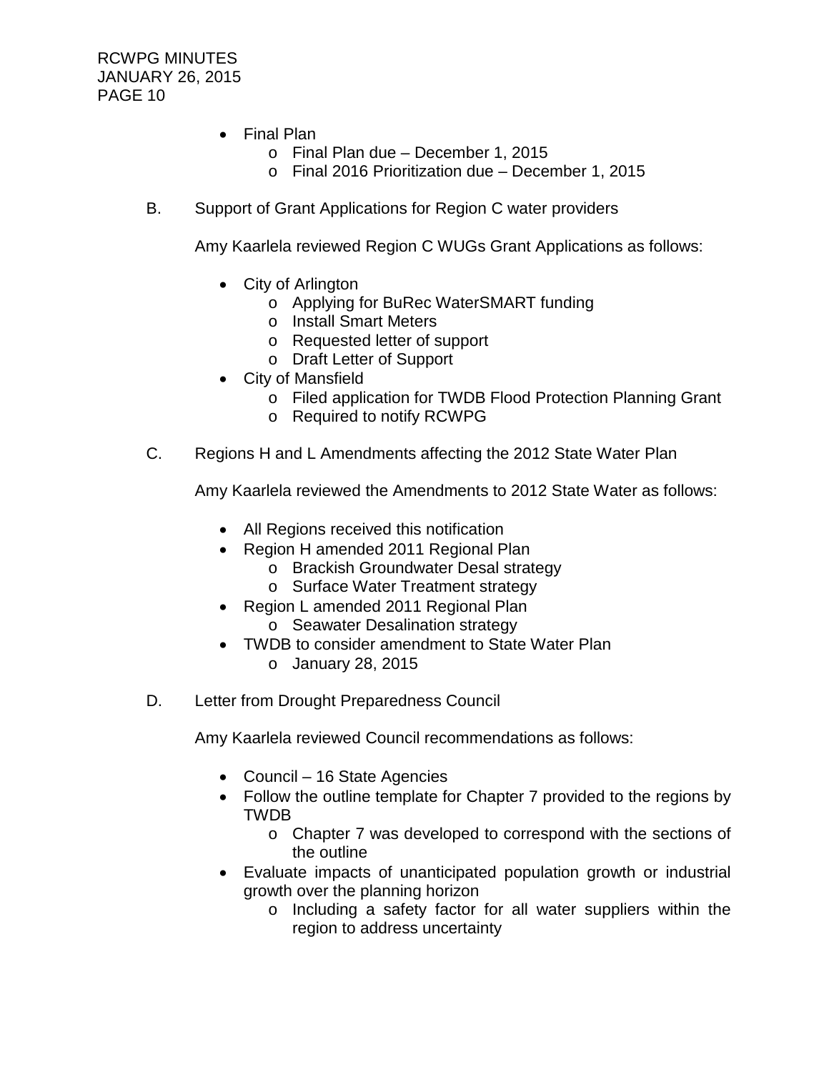- Final Plan
  - Final Plan due – December 1, 2015
  - Final 2016 Prioritization due – December 1, 2015

B. Support of Grant Applications for Region C water providers

Amy Kaarlela reviewed Region C WUGs Grant Applications as follows:

- City of Arlington
  - Applying for BuRec WaterSMART funding
  - Install Smart Meters
  - Requested letter of support
  - Draft Letter of Support
- City of Mansfield
  - Filed application for TWDB Flood Protection Planning Grant
  - Required to notify RCWPG

C. Regions H and L Amendments affecting the 2012 State Water Plan

Amy Kaarlela reviewed the Amendments to 2012 State Water as follows:

- All Regions received this notification
- Region H amended 2011 Regional Plan
  - Brackish Groundwater Desal strategy
  - Surface Water Treatment strategy
- Region L amended 2011 Regional Plan
  - Seawater Desalination strategy
- TWDB to consider amendment to State Water Plan
  - January 28, 2015

D. Letter from Drought Preparedness Council

Amy Kaarlela reviewed Council recommendations as follows:

- Council – 16 State Agencies
- Follow the outline template for Chapter 7 provided to the regions by TWDB
  - Chapter 7 was developed to correspond with the sections of the outline
- Evaluate impacts of unanticipated population growth or industrial growth over the planning horizon
  - Including a safety factor for all water suppliers within the region to address uncertainty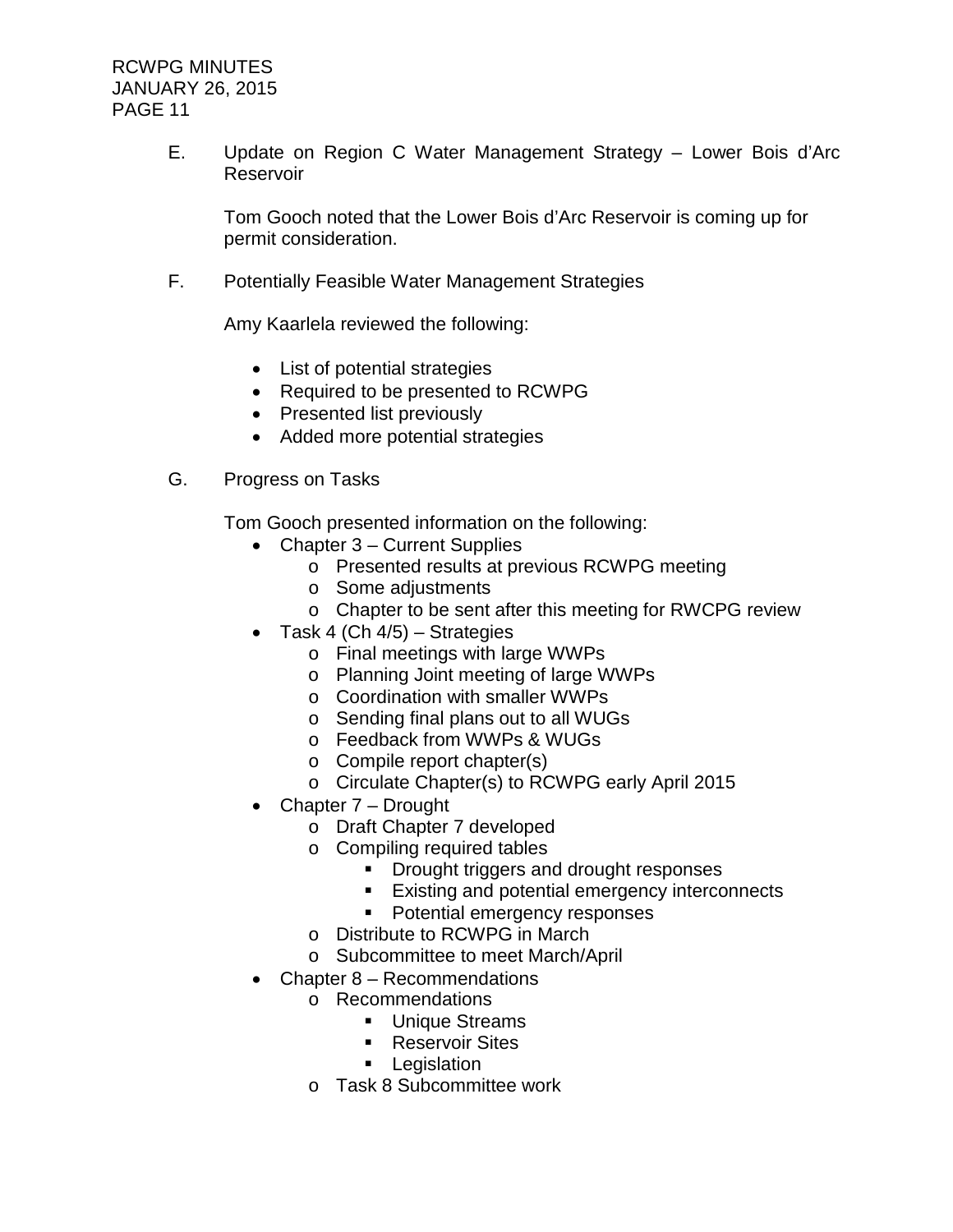E. Update on Region C Water Management Strategy – Lower Bois d'Arc Reservoir

Tom Gooch noted that the Lower Bois d'Arc Reservoir is coming up for permit consideration.

F. Potentially Feasible Water Management Strategies

Amy Kaarlela reviewed the following:

- List of potential strategies
- Required to be presented to RCWPG
- Presented list previously
- Added more potential strategies

G. Progress on Tasks

Tom Gooch presented information on the following:

- Chapter 3 – Current Supplies
  - Presented results at previous RCWPG meeting
  - Some adjustments
  - Chapter to be sent after this meeting for RWCPG review
- Task 4 (Ch 4/5) – Strategies
  - Final meetings with large WWPs
  - Planning Joint meeting of large WWPs
  - Coordination with smaller WWPs
  - Sending final plans out to all WUGs
  - Feedback from WWPs & WUGs
  - Compile report chapter(s)
  - Circulate Chapter(s) to RCWPG early April 2015
- Chapter 7 – Drought
  - Draft Chapter 7 developed
  - Compiling required tables
    - Drought triggers and drought responses
    - Existing and potential emergency interconnects
    - Potential emergency responses
  - Distribute to RCWPG in March
  - Subcommittee to meet March/April
- Chapter 8 – Recommendations
  - Recommendations
    - Unique Streams
    - Reservoir Sites
    - Legislation
  - Task 8 Subcommittee work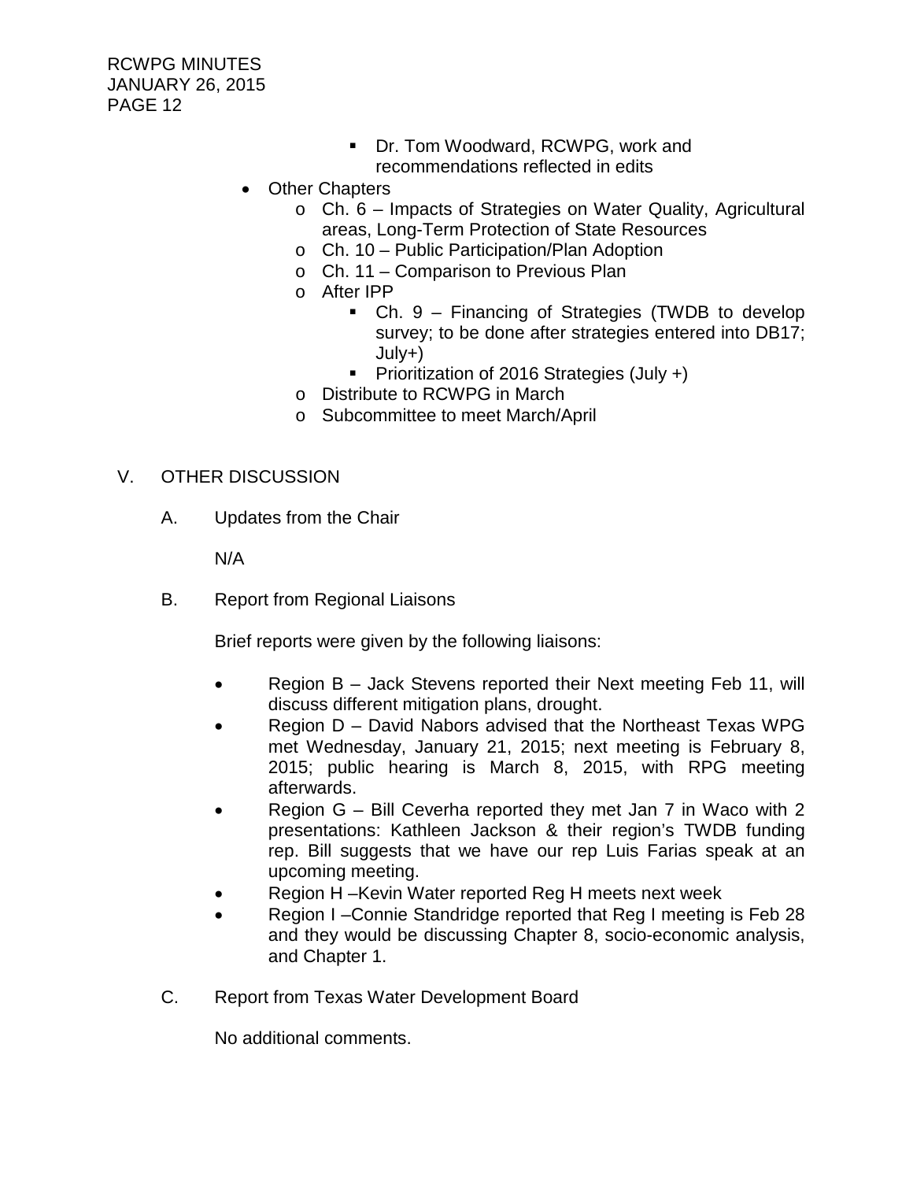- Dr. Tom Woodward, RCWPG, work and recommendations reflected in edits
- Other Chapters
  - Ch. 6 – Impacts of Strategies on Water Quality, Agricultural areas, Long-Term Protection of State Resources
  - Ch. 10 – Public Participation/Plan Adoption
  - Ch. 11 – Comparison to Previous Plan
  - After IPP
    - Ch. 9 – Financing of Strategies (TWDB to develop survey; to be done after strategies entered into DB17; July+)
    - Prioritization of 2016 Strategies (July +)
  - Distribute to RCWPG in March
  - Subcommittee to meet March/April

## V. OTHER DISCUSSION

### A. Updates from the Chair

N/A

### B. Report from Regional Liaisons

Brief reports were given by the following liaisons:

- Region B – Jack Stevens reported their Next meeting Feb 11, will discuss different mitigation plans, drought.
- Region D – David Nabors advised that the Northeast Texas WPG met Wednesday, January 21, 2015; next meeting is February 8, 2015; public hearing is March 8, 2015, with RPG meeting afterwards.
- Region G – Bill Ceverha reported they met Jan 7 in Waco with 2 presentations: Kathleen Jackson & their region's TWDB funding rep. Bill suggests that we have our rep Luis Farias speak at an upcoming meeting.
- Region H –Kevin Water reported Reg H meets next week
- Region I –Connie Standridge reported that Reg I meeting is Feb 28 and they would be discussing Chapter 8, socio-economic analysis, and Chapter 1.

### C. Report from Texas Water Development Board

No additional comments.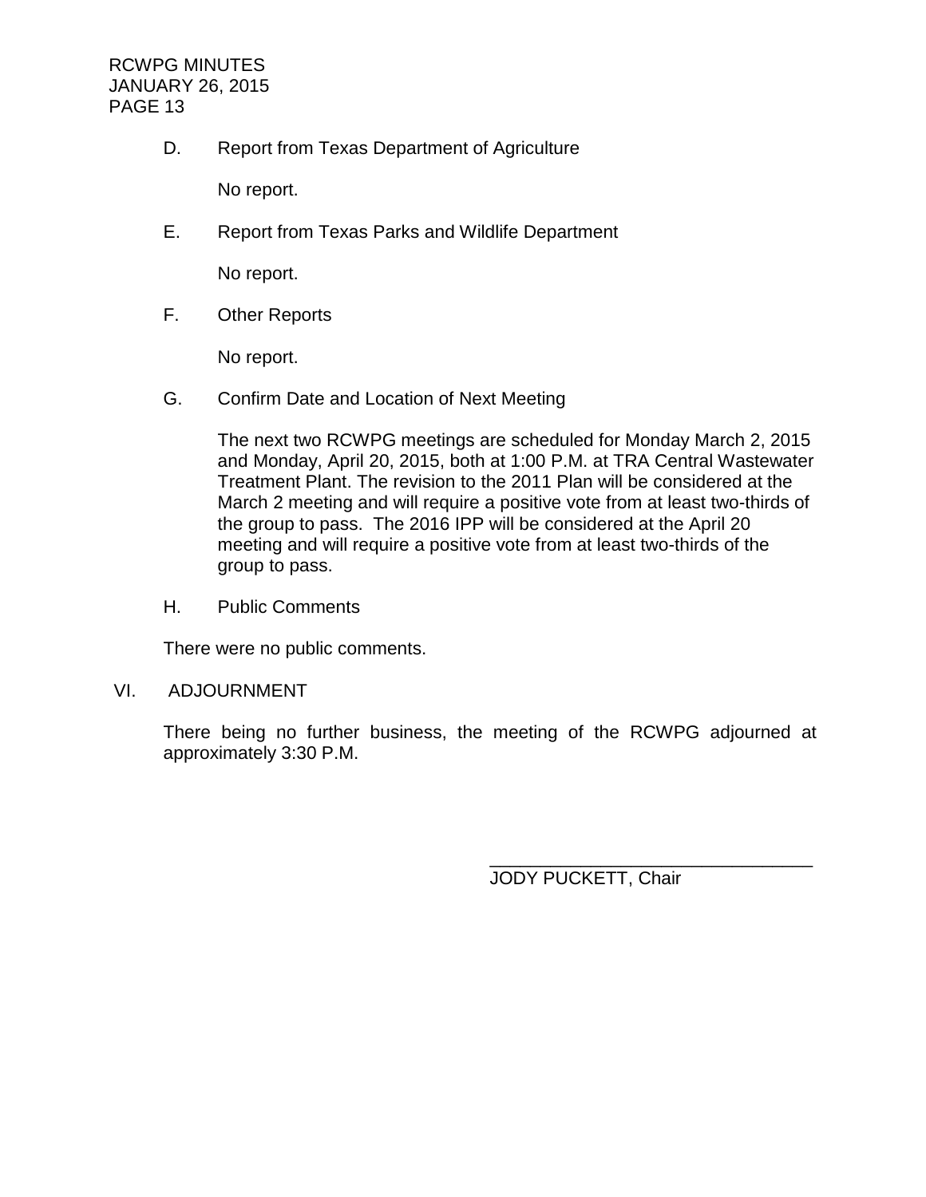D. Report from Texas Department of Agriculture

No report.

E. Report from Texas Parks and Wildlife Department

No report.

F. Other Reports

No report.

G. Confirm Date and Location of Next Meeting

The next two RCWPG meetings are scheduled for Monday March 2, 2015 and Monday, April 20, 2015, both at 1:00 P.M. at TRA Central Wastewater Treatment Plant. The revision to the 2011 Plan will be considered at the March 2 meeting and will require a positive vote from at least two-thirds of the group to pass. The 2016 IPP will be considered at the April 20 meeting and will require a positive vote from at least two-thirds of the group to pass.

H. Public Comments

There were no public comments.

## VI. ADJOURNMENT

There being no further business, the meeting of the RCWPG adjourned at approximately 3:30 P.M.

\_\_\_\_\_\_\_\_\_\_\_\_\_\_\_\_\_\_\_\_\_\_\_\_\_\_\_\_\_\_\_\_

JODY PUCKETT, Chair